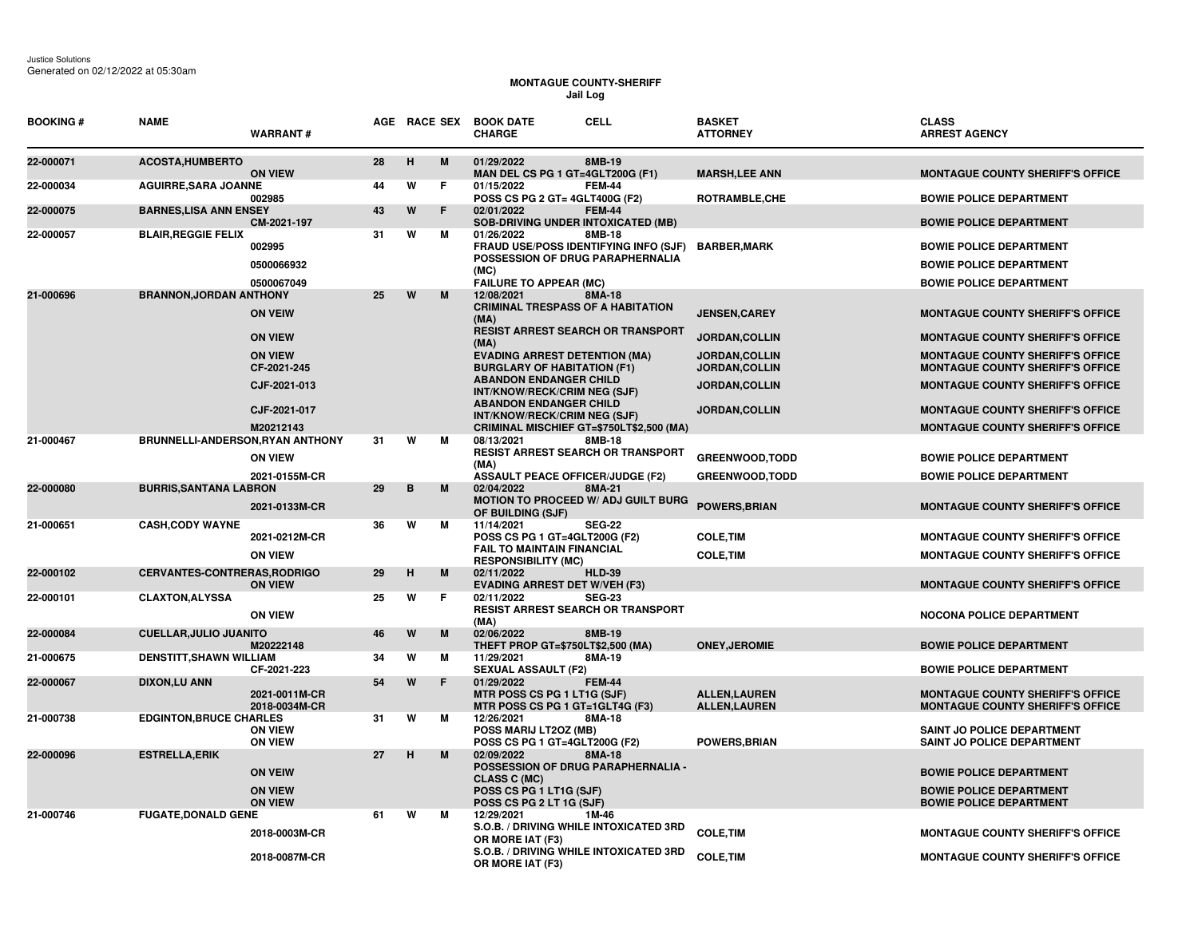Justice Solutions
Generated on 02/12/2022 at 05:30am

# MONTAGUE COUNTY-SHERIFF
## Jail Log

| BOOKING # | NAME | WARRANT # | AGE | RACE | SEX | BOOK DATE / CHARGE | CELL | BASKET / ATTORNEY | CLASS / ARREST AGENCY |
|---|---|---|---|---|---|---|---|---|---|
| 22-000071 | ACOSTA,HUMBERTO | | 28 | H | M | 01/29/2022 | 8MB-19 | | |
| | | ON VIEW | | | | MAN DEL CS PG 1 GT=4GLT200G (F1) | | MARSH,LEE ANN | MONTAGUE COUNTY SHERIFF'S OFFICE |
| 22-000034 | AGUIRRE,SARA JOANNE | | 44 | W | F | 01/15/2022 | FEM-44 | | |
| | | 002985 | | | | POSS CS PG 2 GT= 4GLT400G (F2) | | ROTRAMBLE,CHE | BOWIE POLICE DEPARTMENT |
| 22-000075 | BARNES,LISA ANN ENSEY | | 43 | W | F | 02/01/2022 | FEM-44 | | |
| | | CM-2021-197 | | | | SOB-DRIVING UNDER INTOXICATED (MB) | | | BOWIE POLICE DEPARTMENT |
| 22-000057 | BLAIR,REGGIE FELIX | | 31 | W | M | 01/26/2022 | 8MB-18 | | |
| | | 002995 | | | | FRAUD USE/POSS IDENTIFYING INFO (SJF) | | BARBER,MARK | BOWIE POLICE DEPARTMENT |
| | | 0500066932 | | | | POSSESSION OF DRUG PARAPHERNALIA (MC) | | | BOWIE POLICE DEPARTMENT |
| | | 0500067049 | | | | FAILURE TO APPEAR (MC) | | | BOWIE POLICE DEPARTMENT |
| 21-000696 | BRANNON,JORDAN ANTHONY | | 25 | W | M | 12/08/2021 | 8MA-18 | | |
| | | ON VEIW | | | | CRIMINAL TRESPASS OF A HABITATION (MA) | | JENSEN,CAREY | MONTAGUE COUNTY SHERIFF'S OFFICE |
| | | ON VIEW | | | | RESIST ARREST SEARCH OR TRANSPORT (MA) | | JORDAN,COLLIN | MONTAGUE COUNTY SHERIFF'S OFFICE |
| | | ON VIEW | | | | EVADING ARREST DETENTION (MA) | | JORDAN,COLLIN | MONTAGUE COUNTY SHERIFF'S OFFICE |
| | | CF-2021-245 | | | | BURGLARY OF HABITATION (F1) | | JORDAN,COLLIN | MONTAGUE COUNTY SHERIFF'S OFFICE |
| | | CJF-2021-013 | | | | ABANDON ENDANGER CHILD INT/KNOW/RECK/CRIM NEG (SJF) | | JORDAN,COLLIN | MONTAGUE COUNTY SHERIFF'S OFFICE |
| | | CJF-2021-017 | | | | ABANDON ENDANGER CHILD INT/KNOW/RECK/CRIM NEG (SJF) | | JORDAN,COLLIN | MONTAGUE COUNTY SHERIFF'S OFFICE |
| | | M20212143 | | | | CRIMINAL MISCHIEF GT=$750LT$2,500 (MA) | | | MONTAGUE COUNTY SHERIFF'S OFFICE |
| 21-000467 | BRUNNELLI-ANDERSON,RYAN ANTHONY | | 31 | W | M | 08/13/2021 | 8MB-18 | | |
| | | ON VIEW | | | | RESIST ARREST SEARCH OR TRANSPORT (MA) | | GREENWOOD,TODD | BOWIE POLICE DEPARTMENT |
| | | 2021-0155M-CR | | | | ASSAULT PEACE OFFICER/JUDGE (F2) | | GREENWOOD,TODD | BOWIE POLICE DEPARTMENT |
| 22-000080 | BURRIS,SANTANA LABRON | | 29 | B | M | 02/04/2022 | 8MA-21 | | |
| | | 2021-0133M-CR | | | | MOTION TO PROCEED W/ ADJ GUILT BURG OF BUILDING (SJF) | | POWERS,BRIAN | MONTAGUE COUNTY SHERIFF'S OFFICE |
| 21-000651 | CASH,CODY WAYNE | | 36 | W | M | 11/14/2021 | SEG-22 | | |
| | | 2021-0212M-CR | | | | POSS CS PG 1 GT=4GLT200G (F2) | | COLE,TIM | MONTAGUE COUNTY SHERIFF'S OFFICE |
| | | ON VIEW | | | | FAIL TO MAINTAIN FINANCIAL RESPONSIBILITY (MC) | | COLE,TIM | MONTAGUE COUNTY SHERIFF'S OFFICE |
| 22-000102 | CERVANTES-CONTRERAS,RODRIGO | | 29 | H | M | 02/11/2022 | HLD-39 | | |
| | | ON VIEW | | | | EVADING ARREST DET W/VEH (F3) | | | MONTAGUE COUNTY SHERIFF'S OFFICE |
| 22-000101 | CLAXTON,ALYSSA | | 25 | W | F | 02/11/2022 | SEG-23 | | |
| | | ON VIEW | | | | RESIST ARREST SEARCH OR TRANSPORT (MA) | | | NOCONA POLICE DEPARTMENT |
| 22-000084 | CUELLAR,JULIO JUANITO | | 46 | W | M | 02/06/2022 | 8MB-19 | | |
| | | M20222148 | | | | THEFT PROP GT=$750LT$2,500 (MA) | | ONEY,JEROMIE | BOWIE POLICE DEPARTMENT |
| 21-000675 | DENSTITT,SHAWN WILLIAM | | 34 | W | M | 11/29/2021 | 8MA-19 | | |
| | | CF-2021-223 | | | | SEXUAL ASSAULT (F2) | | | BOWIE POLICE DEPARTMENT |
| 22-000067 | DIXON,LU ANN | | 54 | W | F | 01/29/2022 | FEM-44 | | |
| | | 2021-0011M-CR | | | | MTR POSS CS PG 1 LT1G (SJF) | | ALLEN,LAUREN | MONTAGUE COUNTY SHERIFF'S OFFICE |
| | | 2018-0034M-CR | | | | MTR POSS CS PG 1 GT=1GLT4G (F3) | | ALLEN,LAUREN | MONTAGUE COUNTY SHERIFF'S OFFICE |
| 21-000738 | EDGINTON,BRUCE CHARLES | | 31 | W | M | 12/26/2021 | 8MA-18 | | |
| | | ON VIEW | | | | POSS MARIJ LT2OZ (MB) | | | SAINT JO POLICE DEPARTMENT |
| | | ON VIEW | | | | POSS CS PG 1 GT=4GLT200G (F2) | | POWERS,BRIAN | SAINT JO POLICE DEPARTMENT |
| 22-000096 | ESTRELLA,ERIK | | 27 | H | M | 02/09/2022 | 8MA-18 | | |
| | | ON VEIW | | | | POSSESSION OF DRUG PARAPHERNALIA - CLASS C (MC) | | | BOWIE POLICE DEPARTMENT |
| | | ON VIEW | | | | POSS CS PG 1 LT1G (SJF) | | | BOWIE POLICE DEPARTMENT |
| | | ON VIEW | | | | POSS CS PG 2 LT 1G (SJF) | | | BOWIE POLICE DEPARTMENT |
| 21-000746 | FUGATE,DONALD GENE | | 61 | W | M | 12/29/2021 | 1M-46 | | |
| | | 2018-0003M-CR | | | | S.O.B. / DRIVING WHILE INTOXICATED 3RD OR MORE IAT (F3) | | COLE,TIM | MONTAGUE COUNTY SHERIFF'S OFFICE |
| | | 2018-0087M-CR | | | | S.O.B. / DRIVING WHILE INTOXICATED 3RD OR MORE IAT (F3) | | COLE,TIM | MONTAGUE COUNTY SHERIFF'S OFFICE |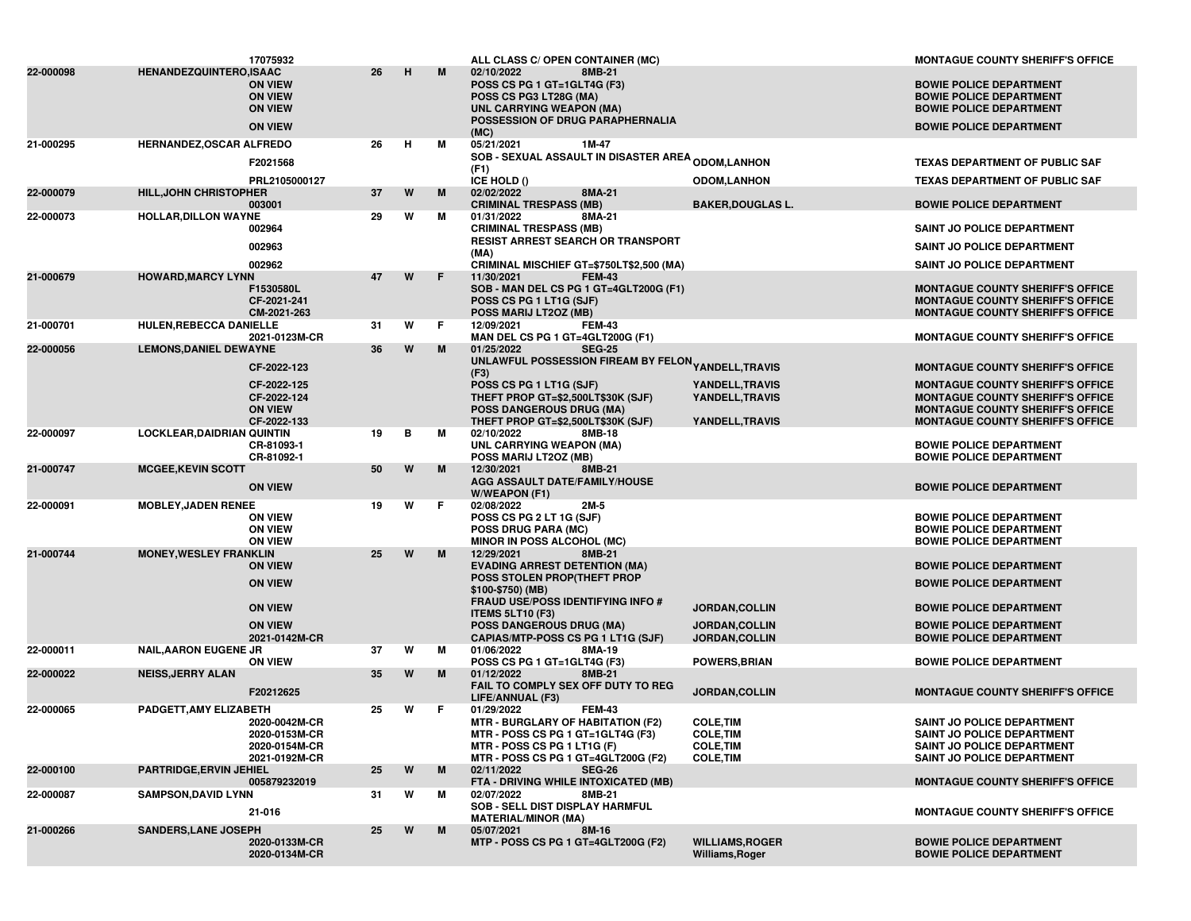| | | | | | | | |
|---|---|---|---|---|---|---|---|
| | | 17075932 | | | | ALL CLASS C/ OPEN CONTAINER (MC) | | MONTAGUE COUNTY SHERIFF'S OFFICE |
| 22-000098 | HENANDEZQUINTERO,ISAAC | | 26 | H | M | 02/10/2022 8MB-21 | | |
| | | ON VIEW | | | | POSS CS PG 1 GT=1GLT4G (F3) | | BOWIE POLICE DEPARTMENT |
| | | ON VIEW | | | | POSS CS PG3 LT28G (MA) | | BOWIE POLICE DEPARTMENT |
| | | ON VIEW | | | | UNL CARRYING WEAPON (MA) | | BOWIE POLICE DEPARTMENT |
| | | ON VIEW | | | | POSSESSION OF DRUG PARAPHERNALIA (MC) | | BOWIE POLICE DEPARTMENT |
| 21-000295 | HERNANDEZ,OSCAR ALFREDO | | 26 | H | M | 05/21/2021 1M-47 | | |
| | | F2021568 | | | | SOB - SEXUAL ASSAULT IN DISASTER AREA (F1) | ODOM,LANHON | TEXAS DEPARTMENT OF PUBLIC SAF |
| | | PRL2105000127 | | | | ICE HOLD () | ODOM,LANHON | TEXAS DEPARTMENT OF PUBLIC SAF |
| 22-000079 | HILL,JOHN CHRISTOPHER | | 37 | W | M | 02/02/2022 8MA-21 | | |
| | | 003001 | | | | CRIMINAL TRESPASS (MB) | BAKER,DOUGLAS L. | BOWIE POLICE DEPARTMENT |
| 22-000073 | HOLLAR,DILLON WAYNE | | 29 | W | M | 01/31/2022 8MA-21 | | |
| | | 002964 | | | | CRIMINAL TRESPASS (MB) | | SAINT JO POLICE DEPARTMENT |
| | | 002963 | | | | RESIST ARREST SEARCH OR TRANSPORT (MA) | | SAINT JO POLICE DEPARTMENT |
| | | 002962 | | | | CRIMINAL MISCHIEF GT=$750LT$2,500 (MA) | | SAINT JO POLICE DEPARTMENT |
| 21-000679 | HOWARD,MARCY LYNN | | 47 | W | F | 11/30/2021 FEM-43 | | |
| | | F1530580L | | | | SOB - MAN DEL CS PG 1 GT=4GLT200G (F1) | | MONTAGUE COUNTY SHERIFF'S OFFICE |
| | | CF-2021-241 | | | | POSS CS PG 1 LT1G (SJF) | | MONTAGUE COUNTY SHERIFF'S OFFICE |
| | | CM-2021-263 | | | | POSS MARIJ LT2OZ (MB) | | MONTAGUE COUNTY SHERIFF'S OFFICE |
| 21-000701 | HULEN,REBECCA DANIELLE | | 31 | W | F | 12/09/2021 FEM-43 | | |
| | | 2021-0123M-CR | | | | MAN DEL CS PG 1 GT=4GLT200G (F1) | | MONTAGUE COUNTY SHERIFF'S OFFICE |
| 22-000056 | LEMONS,DANIEL DEWAYNE | | 36 | W | M | 01/25/2022 SEG-25 | | |
| | | CF-2022-123 | | | | UNLAWFUL POSSESSION FIREAM BY FELON (F3) | YANDELL,TRAVIS | MONTAGUE COUNTY SHERIFF'S OFFICE |
| | | CF-2022-125 | | | | POSS CS PG 1 LT1G (SJF) | YANDELL,TRAVIS | MONTAGUE COUNTY SHERIFF'S OFFICE |
| | | CF-2022-124 | | | | THEFT PROP GT=$2,500LT$30K (SJF) | YANDELL,TRAVIS | MONTAGUE COUNTY SHERIFF'S OFFICE |
| | | ON VIEW | | | | POSS DANGEROUS DRUG (MA) | | MONTAGUE COUNTY SHERIFF'S OFFICE |
| | | CF-2022-133 | | | | THEFT PROP GT=$2,500LT$30K (SJF) | YANDELL,TRAVIS | MONTAGUE COUNTY SHERIFF'S OFFICE |
| 22-000097 | LOCKLEAR,DAIDRIAN QUINTIN | | 19 | B | M | 02/10/2022 8MB-18 | | |
| | | CR-81093-1 | | | | UNL CARRYING WEAPON (MA) | | BOWIE POLICE DEPARTMENT |
| | | CR-81092-1 | | | | POSS MARIJ LT2OZ (MB) | | BOWIE POLICE DEPARTMENT |
| 21-000747 | MCGEE,KEVIN SCOTT | | 50 | W | M | 12/30/2021 8MB-21 | | |
| | | ON VIEW | | | | AGG ASSAULT DATE/FAMILY/HOUSE W/WEAPON (F1) | | BOWIE POLICE DEPARTMENT |
| 22-000091 | MOBLEY,JADEN RENEE | | 19 | W | F | 02/08/2022 2M-5 | | |
| | | ON VIEW | | | | POSS CS PG 2 LT 1G (SJF) | | BOWIE POLICE DEPARTMENT |
| | | ON VIEW | | | | POSS DRUG PARA (MC) | | BOWIE POLICE DEPARTMENT |
| | | ON VIEW | | | | MINOR IN POSS ALCOHOL (MC) | | BOWIE POLICE DEPARTMENT |
| 21-000744 | MONEY,WESLEY FRANKLIN | | 25 | W | M | 12/29/2021 8MB-21 | | |
| | | ON VIEW | | | | EVADING ARREST DETENTION (MA) | | BOWIE POLICE DEPARTMENT |
| | | ON VIEW | | | | POSS STOLEN PROP(THEFT PROP $100-$750) (MB) | | BOWIE POLICE DEPARTMENT |
| | | ON VIEW | | | | FRAUD USE/POSS IDENTIFYING INFO # ITEMS 5LT10 (F3) | JORDAN,COLLIN | BOWIE POLICE DEPARTMENT |
| | | ON VIEW | | | | POSS DANGEROUS DRUG (MA) | JORDAN,COLLIN | BOWIE POLICE DEPARTMENT |
| | | 2021-0142M-CR | | | | CAPIAS/MTP-POSS CS PG 1 LT1G (SJF) | JORDAN,COLLIN | BOWIE POLICE DEPARTMENT |
| 22-000011 | NAIL,AARON EUGENE JR | | 37 | W | M | 01/06/2022 8MA-19 | | |
| | | ON VIEW | | | | POSS CS PG 1 GT=1GLT4G (F3) | POWERS,BRIAN | BOWIE POLICE DEPARTMENT |
| 22-000022 | NEISS,JERRY ALAN | | 35 | W | M | 01/12/2022 8MB-21 | | |
| | | F20212625 | | | | FAIL TO COMPLY SEX OFF DUTY TO REG LIFE/ANNUAL (F3) | JORDAN,COLLIN | MONTAGUE COUNTY SHERIFF'S OFFICE |
| 22-000065 | PADGETT,AMY ELIZABETH | | 25 | W | F | 01/29/2022 FEM-43 | | |
| | | 2020-0042M-CR | | | | MTR - BURGLARY OF HABITATION (F2) | COLE,TIM | SAINT JO POLICE DEPARTMENT |
| | | 2020-0153M-CR | | | | MTR - POSS CS PG 1 GT=1GLT4G (F3) | COLE,TIM | SAINT JO POLICE DEPARTMENT |
| | | 2020-0154M-CR | | | | MTR - POSS CS PG 1 LT1G (F) | COLE,TIM | SAINT JO POLICE DEPARTMENT |
| | | 2021-0192M-CR | | | | MTR - POSS CS PG 1 GT=4GLT200G (F2) | COLE,TIM | SAINT JO POLICE DEPARTMENT |
| 22-000100 | PARTRIDGE,ERVIN JEHIEL | | 25 | W | M | 02/11/2022 SEG-26 | | |
| | | 005879232019 | | | | FTA - DRIVING WHILE INTOXICATED (MB) | | MONTAGUE COUNTY SHERIFF'S OFFICE |
| 22-000087 | SAMPSON,DAVID LYNN | | 31 | W | M | 02/07/2022 8MB-21 | | |
| | | 21-016 | | | | SOB - SELL DIST DISPLAY HARMFUL MATERIAL/MINOR (MA) | | MONTAGUE COUNTY SHERIFF'S OFFICE |
| 21-000266 | SANDERS,LANE JOSEPH | | 25 | W | M | 05/07/2021 8M-16 | | |
| | | 2020-0133M-CR | | | | MTP - POSS CS PG 1 GT=4GLT200G (F2) | WILLIAMS,ROGER | BOWIE POLICE DEPARTMENT |
| | | 2020-0134M-CR | | | | | Williams,Roger | BOWIE POLICE DEPARTMENT |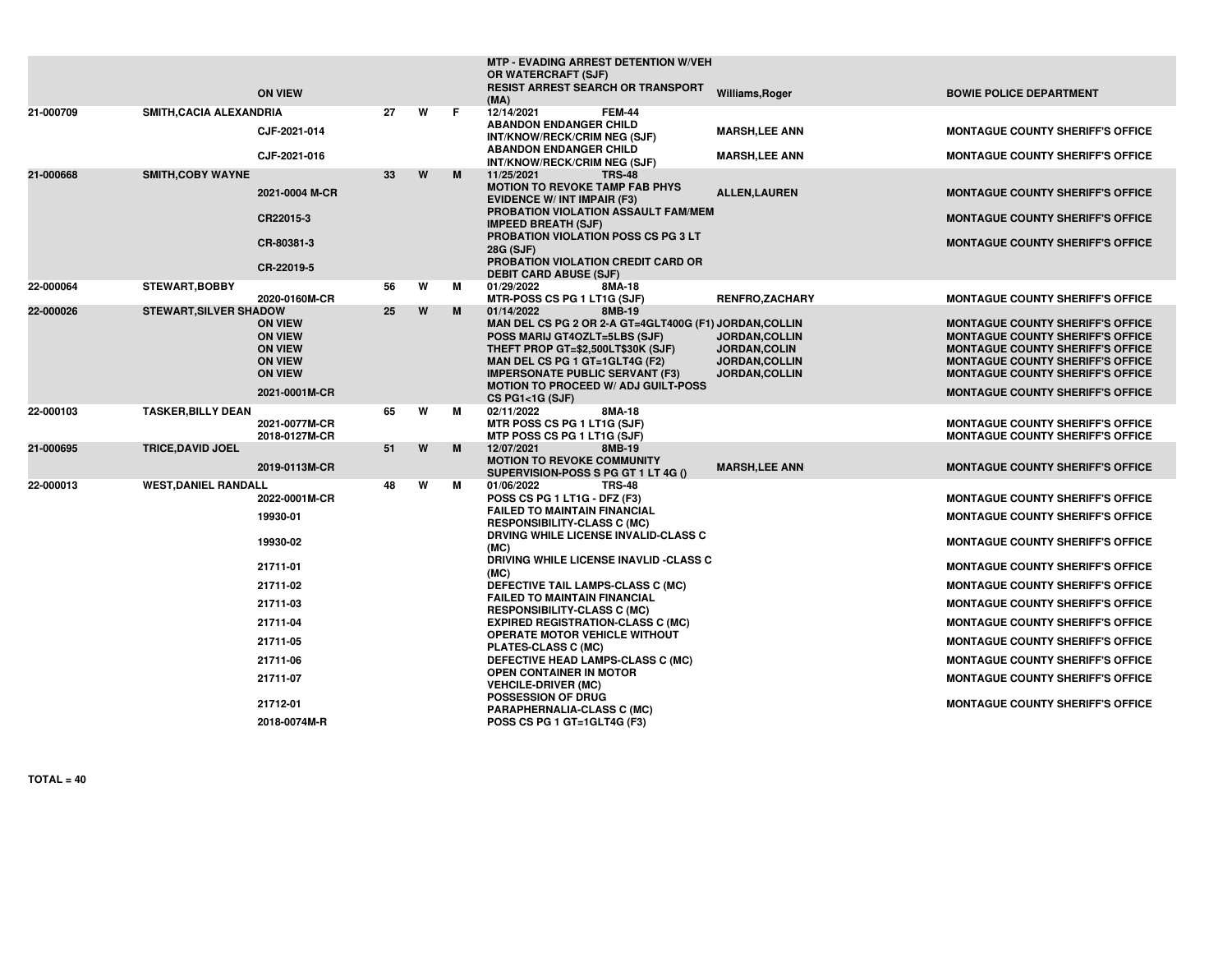| | | | | | | | |
|---|---|---|---|---|---|---|---|
| | | ON VIEW | | | | MTP - EVADING ARREST DETENTION W/VEH OR WATERCRAFT (SJF) RESIST ARREST SEARCH OR TRANSPORT (MA) | Williams,Roger | BOWIE POLICE DEPARTMENT |
| 21-000709 | SMITH,CACIA ALEXANDRIA | | 27 | W | F | 12/14/2021 FEM-44 | | |
| | | CJF-2021-014 | | | | ABANDON ENDANGER CHILD INT/KNOW/RECK/CRIM NEG (SJF) | MARSH,LEE ANN | MONTAGUE COUNTY SHERIFF'S OFFICE |
| | | CJF-2021-016 | | | | ABANDON ENDANGER CHILD INT/KNOW/RECK/CRIM NEG (SJF) | MARSH,LEE ANN | MONTAGUE COUNTY SHERIFF'S OFFICE |
| 21-000668 | SMITH,COBY WAYNE | | 33 | W | M | 11/25/2021 TRS-48 | | |
| | | 2021-0004 M-CR | | | | MOTION TO REVOKE TAMP FAB PHYS EVIDENCE W/ INT IMPAIR (F3) | ALLEN,LAUREN | MONTAGUE COUNTY SHERIFF'S OFFICE |
| | | CR22015-3 | | | | PROBATION VIOLATION ASSAULT FAM/MEM IMPEED BREATH (SJF) | | MONTAGUE COUNTY SHERIFF'S OFFICE |
| | | CR-80381-3 | | | | PROBATION VIOLATION POSS CS PG 3 LT 28G (SJF) | | MONTAGUE COUNTY SHERIFF'S OFFICE |
| | | CR-22019-5 | | | | PROBATION VIOLATION CREDIT CARD OR DEBIT CARD ABUSE (SJF) | | |
| 22-000064 | STEWART,BOBBY | 2020-0160M-CR | 56 | W | M | 01/29/2022 8MA-18 MTR-POSS CS PG 1 LT1G (SJF) | RENFRO,ZACHARY | MONTAGUE COUNTY SHERIFF'S OFFICE |
| 22-000026 | STEWART,SILVER SHADOW | | 25 | W | M | 01/14/2022 8MB-19 | | |
| | | ON VIEW | | | | MAN DEL CS PG 2 OR 2-A GT=4GLT400G (F1) | JORDAN,COLLIN | MONTAGUE COUNTY SHERIFF'S OFFICE |
| | | ON VIEW | | | | POSS MARIJ GT4OZLT=5LBS (SJF) | JORDAN,COLLIN | MONTAGUE COUNTY SHERIFF'S OFFICE |
| | | ON VIEW | | | | THEFT PROP GT=$2,500LT$30K (SJF) | JORDAN,COLLIN | MONTAGUE COUNTY SHERIFF'S OFFICE |
| | | ON VIEW | | | | MAN DEL CS PG 1 GT=1GLT4G (F2) | JORDAN,COLLIN | MONTAGUE COUNTY SHERIFF'S OFFICE |
| | | ON VIEW | | | | IMPERSONATE PUBLIC SERVANT (F3) | JORDAN,COLLIN | MONTAGUE COUNTY SHERIFF'S OFFICE |
| | | 2021-0001M-CR | | | | MOTION TO PROCEED W/ ADJ GUILT-POSS CS PG1<1G (SJF) | | MONTAGUE COUNTY SHERIFF'S OFFICE |
| 22-000103 | TASKER,BILLY DEAN | | 65 | W | M | 02/11/2022 8MA-18 | | |
| | | 2021-0077M-CR | | | | MTR POSS CS PG 1 LT1G (SJF) | | MONTAGUE COUNTY SHERIFF'S OFFICE |
| | | 2018-0127M-CR | | | | MTP POSS CS PG 1 LT1G (SJF) | | MONTAGUE COUNTY SHERIFF'S OFFICE |
| 21-000695 | TRICE,DAVID JOEL | | 51 | W | M | 12/07/2021 8MB-19 | | |
| | | 2019-0113M-CR | | | | MOTION TO REVOKE COMMUNITY SUPERVISION-POSS S PG GT 1 LT 4G () | MARSH,LEE ANN | MONTAGUE COUNTY SHERIFF'S OFFICE |
| 22-000013 | WEST,DANIEL RANDALL | | 48 | W | M | 01/06/2022 TRS-48 | | |
| | | 2022-0001M-CR | | | | POSS CS PG 1 LT1G - DFZ (F3) | | MONTAGUE COUNTY SHERIFF'S OFFICE |
| | | 19930-01 | | | | FAILED TO MAINTAIN FINANCIAL RESPONSIBILITY-CLASS C (MC) | | MONTAGUE COUNTY SHERIFF'S OFFICE |
| | | 19930-02 | | | | DRVING WHILE LICENSE INVALID-CLASS C (MC) | | MONTAGUE COUNTY SHERIFF'S OFFICE |
| | | 21711-01 | | | | DRIVING WHILE LICENSE INAVLID -CLASS C (MC) | | MONTAGUE COUNTY SHERIFF'S OFFICE |
| | | 21711-02 | | | | DEFECTIVE TAIL LAMPS-CLASS C (MC) | | MONTAGUE COUNTY SHERIFF'S OFFICE |
| | | 21711-03 | | | | FAILED TO MAINTAIN FINANCIAL RESPONSIBILITY-CLASS C (MC) | | MONTAGUE COUNTY SHERIFF'S OFFICE |
| | | 21711-04 | | | | EXPIRED REGISTRATION-CLASS C (MC) | | MONTAGUE COUNTY SHERIFF'S OFFICE |
| | | 21711-05 | | | | OPERATE MOTOR VEHICLE WITHOUT PLATES-CLASS C (MC) | | MONTAGUE COUNTY SHERIFF'S OFFICE |
| | | 21711-06 | | | | DEFECTIVE HEAD LAMPS-CLASS C (MC) | | MONTAGUE COUNTY SHERIFF'S OFFICE |
| | | 21711-07 | | | | OPEN CONTAINER IN MOTOR VEHCILE-DRIVER (MC) | | MONTAGUE COUNTY SHERIFF'S OFFICE |
| | | 21712-01 | | | | POSSESSION OF DRUG PARAPHERNALIA-CLASS C (MC) | | MONTAGUE COUNTY SHERIFF'S OFFICE |
| | | 2018-0074M-R | | | | POSS CS PG 1 GT=1GLT4G (F3) | | |

**TOTAL = 40**